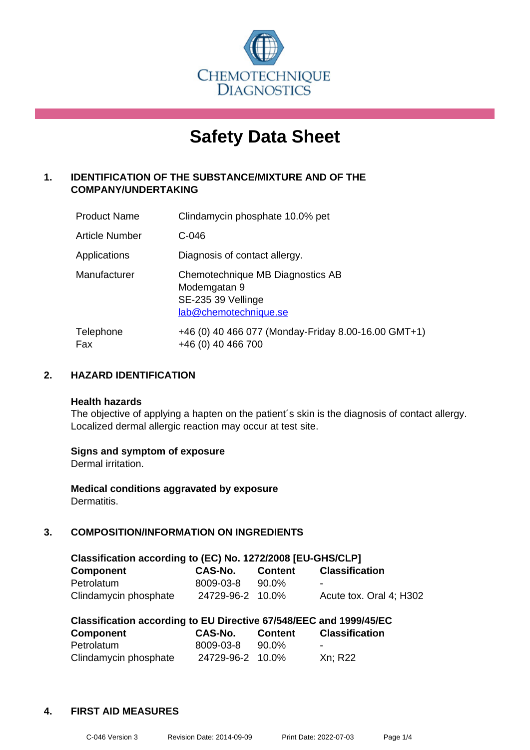CHEMOTECHNIQUE DIAGNOSTICS

# Safety Data Sheet

## 1. IDENTIFICATION OF THE SUBSTANCE/MIXTURE AND OF THE COMPANY/UNDERTAKING

| | |
|---|---|
| Product Name | Clindamycin phosphate 10.0% pet |
| Article Number | C-046 |
| Applications | Diagnosis of contact allergy. |
| Manufacturer | Chemotechnique MB Diagnostics AB<br>Modemgatan 9<br>SE-235 39 Vellinge<br>lab@chemotechnique.se |
| Telephone<br>Fax | +46 (0) 40 466 077 (Monday-Friday 8.00-16.00 GMT+1)<br>+46 (0) 40 466 700 |

## 2. HAZARD IDENTIFICATION

**Health hazards**
The objective of applying a hapten on the patient´s skin is the diagnosis of contact allergy. Localized dermal allergic reaction may occur at test site.

**Signs and symptom of exposure**
Dermal irritation.

**Medical conditions aggravated by exposure**
Dermatitis.

## 3. COMPOSITION/INFORMATION ON INGREDIENTS

**Classification according to (EC) No. 1272/2008 [EU-GHS/CLP]**

| Component | CAS-No. | Content | Classification |
|---|---|---|---|
| Petrolatum | 8009-03-8 | 90.0% | - |
| Clindamycin phosphate | 24729-96-2 | 10.0% | Acute tox. Oral 4; H302 |

**Classification according to EU Directive 67/548/EEC and 1999/45/EC**

| Component | CAS-No. | Content | Classification |
|---|---|---|---|
| Petrolatum | 8009-03-8 | 90.0% | - |
| Clindamycin phosphate | 24729-96-2 | 10.0% | Xn; R22 |

## 4. FIRST AID MEASURES

C-046 Version 3 Revision Date: 2014-09-09 Print Date: 2022-07-03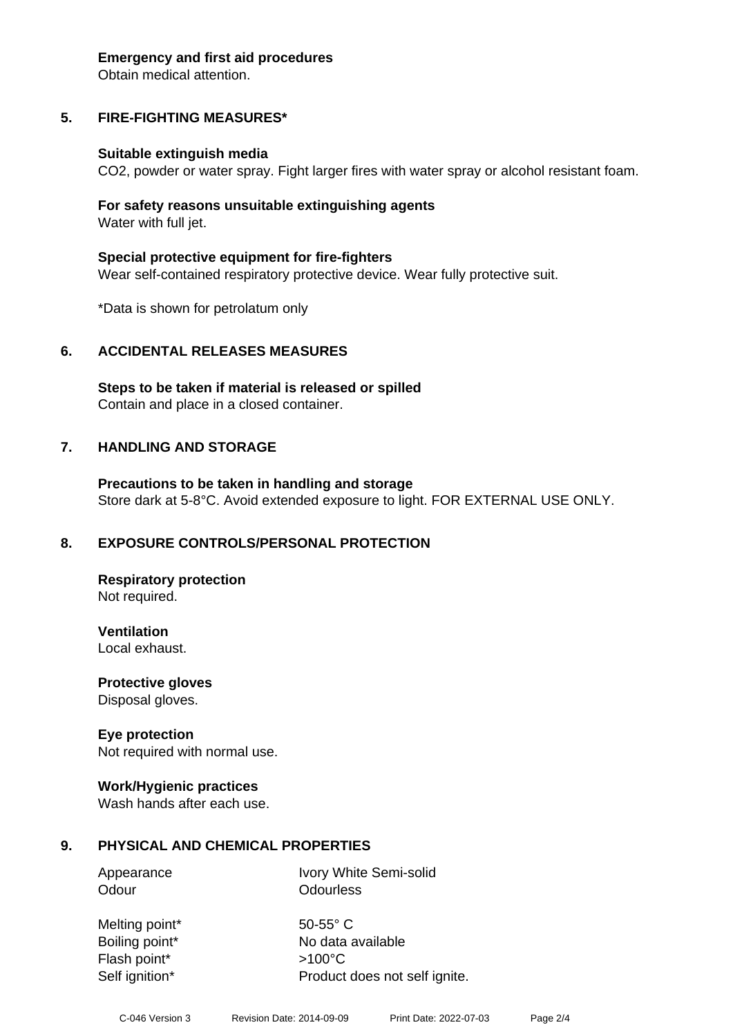**Emergency and first aid procedures**
Obtain medical attention.

## 5. FIRE-FIGHTING MEASURES*

**Suitable extinguish media**
$CO_2$, powder or water spray. Fight larger fires with water spray or alcohol resistant foam.

**For safety reasons unsuitable extinguishing agents**
Water with full jet.

**Special protective equipment for fire-fighters**
Wear self-contained respiratory protective device. Wear fully protective suit.

*Data is shown for petrolatum only

## 6. ACCIDENTAL RELEASES MEASURES

**Steps to be taken if material is released or spilled**
Contain and place in a closed container.

## 7. HANDLING AND STORAGE

**Precautions to be taken in handling and storage**
Store dark at 5-8°C. Avoid extended exposure to light. FOR EXTERNAL USE ONLY.

## 8. EXPOSURE CONTROLS/PERSONAL PROTECTION

**Respiratory protection**
Not required.

**Ventilation**
Local exhaust.

**Protective gloves**
Disposal gloves.

**Eye protection**
Not required with normal use.

**Work/Hygienic practices**
Wash hands after each use.

## 9. PHYSICAL AND CHEMICAL PROPERTIES

| | |
|---|---|
| Appearance | Ivory White Semi-solid |
| Odour | Odourless |
| Melting point* | 50-55° C |
| Boiling point* | No data available |
| Flash point* | >100°C |
| Self ignition* | Product does not self ignite. |

C-046 Version 3 Revision Date: 2014-09-09 Print Date: 2022-07-03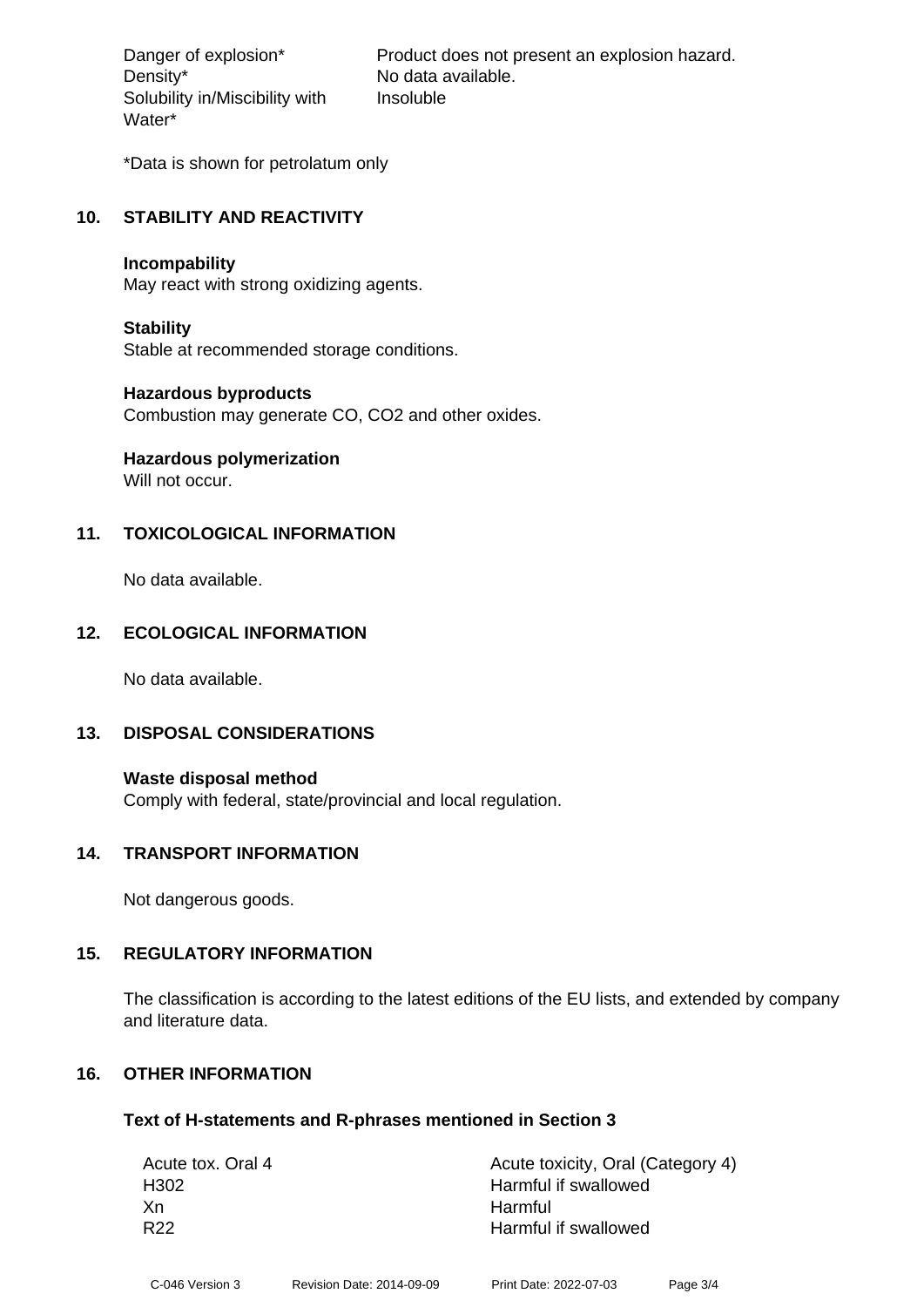| | |
|---|---|
| Danger of explosion* | Product does not present an explosion hazard. |
| Density* | No data available. |
| Solubility in/Miscibility with Water* | Insoluble |

*Data is shown for petrolatum only

## 10. STABILITY AND REACTIVITY

**Incompability**
May react with strong oxidizing agents.

**Stability**
Stable at recommended storage conditions.

**Hazardous byproducts**
Combustion may generate CO, $CO_2$ and other oxides.

**Hazardous polymerization**
Will not occur.

## 11. TOXICOLOGICAL INFORMATION

No data available.

## 12. ECOLOGICAL INFORMATION

No data available.

## 13. DISPOSAL CONSIDERATIONS

**Waste disposal method**
Comply with federal, state/provincial and local regulation.

## 14. TRANSPORT INFORMATION

Not dangerous goods.

## 15. REGULATORY INFORMATION

The classification is according to the latest editions of the EU lists, and extended by company and literature data.

## 16. OTHER INFORMATION

**Text of H-statements and R-phrases mentioned in Section 3**

| | |
|---|---|
| Acute tox. Oral 4 | Acute toxicity, Oral (Category 4) |
| H302 | Harmful if swallowed |
| Xn | Harmful |
| R22 | Harmful if swallowed |

C-046 Version 3 Revision Date: 2014-09-09 Print Date: 2022-07-03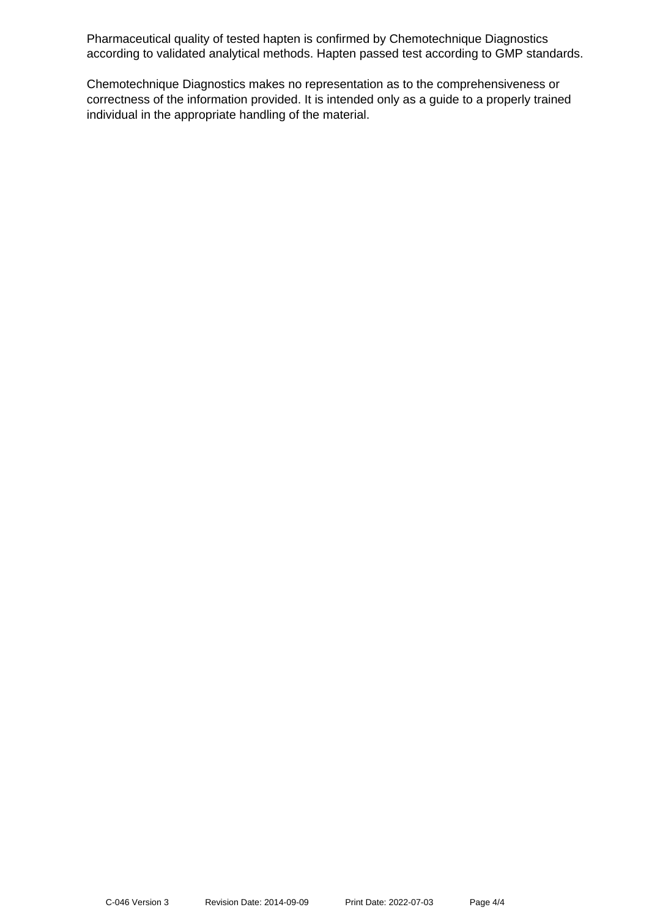Pharmaceutical quality of tested hapten is confirmed by Chemotechnique Diagnostics according to validated analytical methods. Hapten passed test according to GMP standards.

Chemotechnique Diagnostics makes no representation as to the comprehensiveness or correctness of the information provided. It is intended only as a guide to a properly trained individual in the appropriate handling of the material.